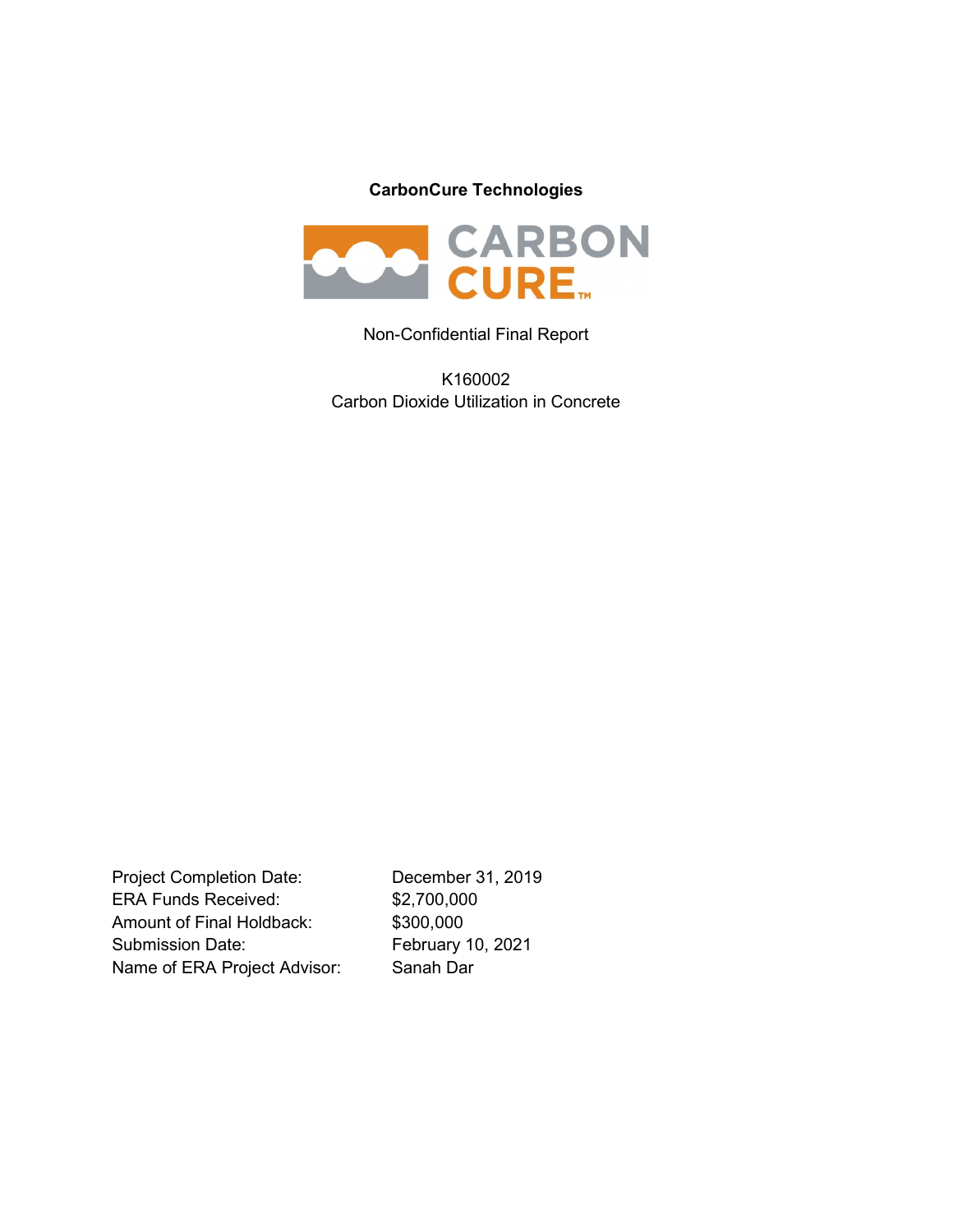**CarbonCure Technologies**

CARBON CURE™

Non-Confidential Final Report

K160002
Carbon Dioxide Utilization in Concrete

| | |
|---|---|
| Project Completion Date: | December 31, 2019 |
| ERA Funds Received: | $2,700,000 |
| Amount of Final Holdback: | $300,000 |
| Submission Date: | February 10, 2021 |
| Name of ERA Project Advisor: | Sanah Dar |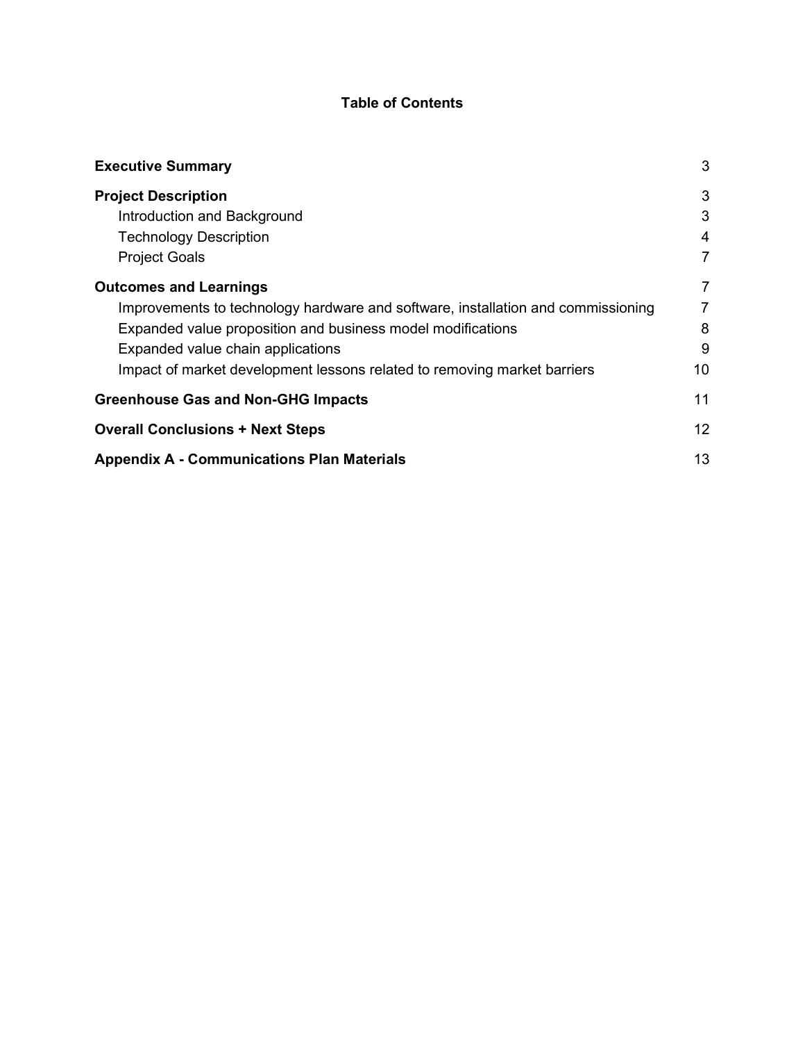**Table of Contents**

| | |
|---|---|
| **Executive Summary** | 3 |
| **Project Description** | 3 |
| Introduction and Background | 3 |
| Technology Description | 4 |
| Project Goals | 7 |
| **Outcomes and Learnings** | 7 |
| Improvements to technology hardware and software, installation and commissioning | 7 |
| Expanded value proposition and business model modifications | 8 |
| Expanded value chain applications | 9 |
| Impact of market development lessons related to removing market barriers | 10 |
| **Greenhouse Gas and Non-GHG Impacts** | 11 |
| **Overall Conclusions + Next Steps** | 12 |
| **Appendix A - Communications Plan Materials** | 13 |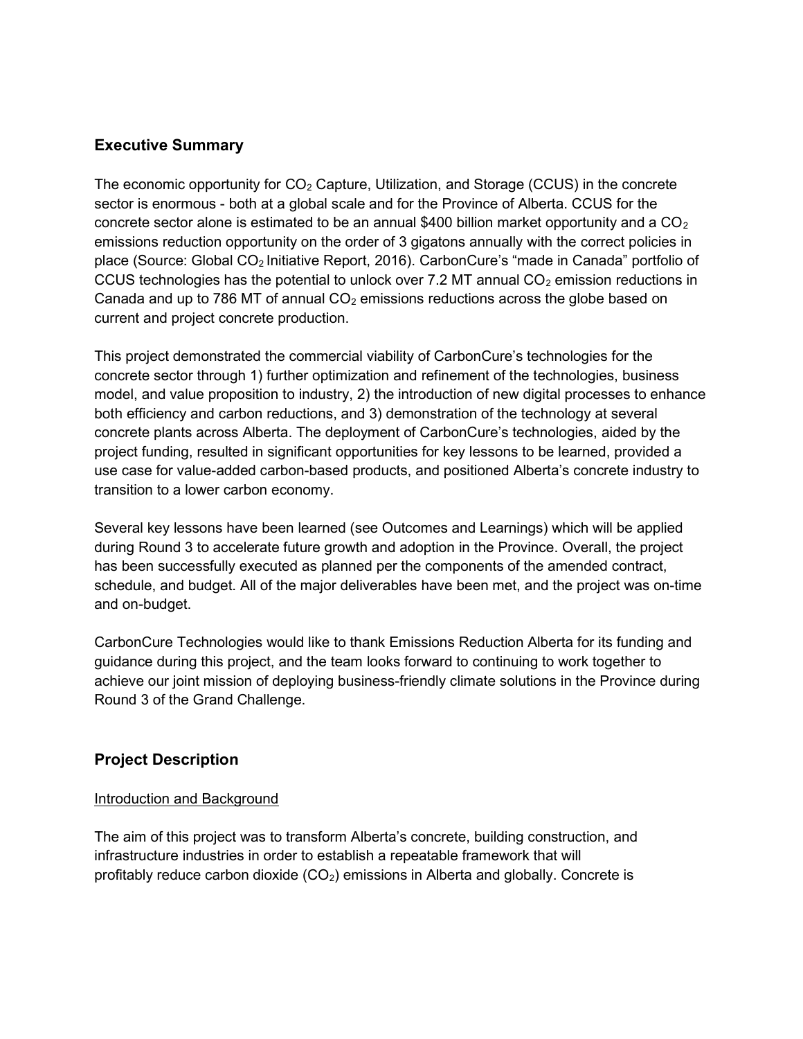## Executive Summary

The economic opportunity for $CO_2$ Capture, Utilization, and Storage (CCUS) in the concrete sector is enormous - both at a global scale and for the Province of Alberta. CCUS for the concrete sector alone is estimated to be an annual $400 billion market opportunity and a $CO_2$ emissions reduction opportunity on the order of 3 gigatons annually with the correct policies in place (Source: Global $CO_2$ Initiative Report, 2016). CarbonCure's "made in Canada" portfolio of CCUS technologies has the potential to unlock over 7.2 MT annual $CO_2$ emission reductions in Canada and up to 786 MT of annual $CO_2$ emissions reductions across the globe based on current and project concrete production.

This project demonstrated the commercial viability of CarbonCure's technologies for the concrete sector through 1) further optimization and refinement of the technologies, business model, and value proposition to industry, 2) the introduction of new digital processes to enhance both efficiency and carbon reductions, and 3) demonstration of the technology at several concrete plants across Alberta. The deployment of CarbonCure's technologies, aided by the project funding, resulted in significant opportunities for key lessons to be learned, provided a use case for value-added carbon-based products, and positioned Alberta's concrete industry to transition to a lower carbon economy.

Several key lessons have been learned (see Outcomes and Learnings) which will be applied during Round 3 to accelerate future growth and adoption in the Province. Overall, the project has been successfully executed as planned per the components of the amended contract, schedule, and budget. All of the major deliverables have been met, and the project was on-time and on-budget.

CarbonCure Technologies would like to thank Emissions Reduction Alberta for its funding and guidance during this project, and the team looks forward to continuing to work together to achieve our joint mission of deploying business-friendly climate solutions in the Province during Round 3 of the Grand Challenge.

## Project Description

Introduction and Background

The aim of this project was to transform Alberta's concrete, building construction, and infrastructure industries in order to establish a repeatable framework that will profitably reduce carbon dioxide ($CO_2$) emissions in Alberta and globally. Concrete is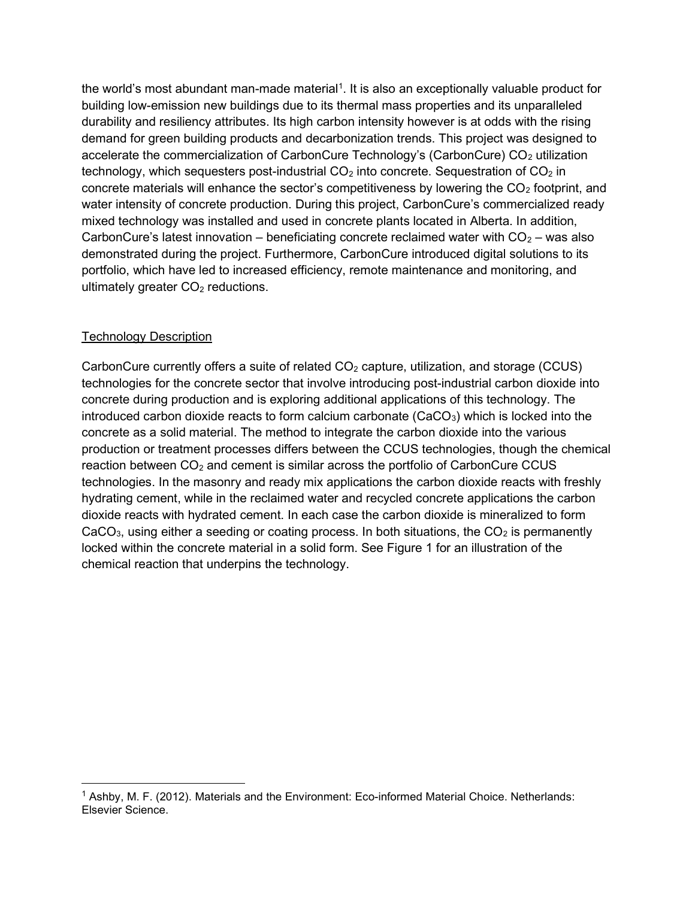the world's most abundant man-made material[1]. It is also an exceptionally valuable product for building low-emission new buildings due to its thermal mass properties and its unparalleled durability and resiliency attributes. Its high carbon intensity however is at odds with the rising demand for green building products and decarbonization trends. This project was designed to accelerate the commercialization of CarbonCure Technology's (CarbonCure) $CO_2$ utilization technology, which sequesters post-industrial $CO_2$ into concrete. Sequestration of $CO_2$ in concrete materials will enhance the sector's competitiveness by lowering the $CO_2$ footprint, and water intensity of concrete production. During this project, CarbonCure's commercialized ready mixed technology was installed and used in concrete plants located in Alberta. In addition, CarbonCure's latest innovation – beneficiating concrete reclaimed water with $CO_2$ – was also demonstrated during the project. Furthermore, CarbonCure introduced digital solutions to its portfolio, which have led to increased efficiency, remote maintenance and monitoring, and ultimately greater $CO_2$ reductions.

## Technology Description

CarbonCure currently offers a suite of related $CO_2$ capture, utilization, and storage (CCUS) technologies for the concrete sector that involve introducing post-industrial carbon dioxide into concrete during production and is exploring additional applications of this technology. The introduced carbon dioxide reacts to form calcium carbonate ($CaCO_3$) which is locked into the concrete as a solid material. The method to integrate the carbon dioxide into the various production or treatment processes differs between the CCUS technologies, though the chemical reaction between $CO_2$ and cement is similar across the portfolio of CarbonCure CCUS technologies. In the masonry and ready mix applications the carbon dioxide reacts with freshly hydrating cement, while in the reclaimed water and recycled concrete applications the carbon dioxide reacts with hydrated cement. In each case the carbon dioxide is mineralized to form $CaCO_3$, using either a seeding or coating process. In both situations, the $CO_2$ is permanently locked within the concrete material in a solid form. See Figure 1 for an illustration of the chemical reaction that underpins the technology.

[1] Ashby, M. F. (2012). Materials and the Environment: Eco-informed Material Choice. Netherlands: Elsevier Science.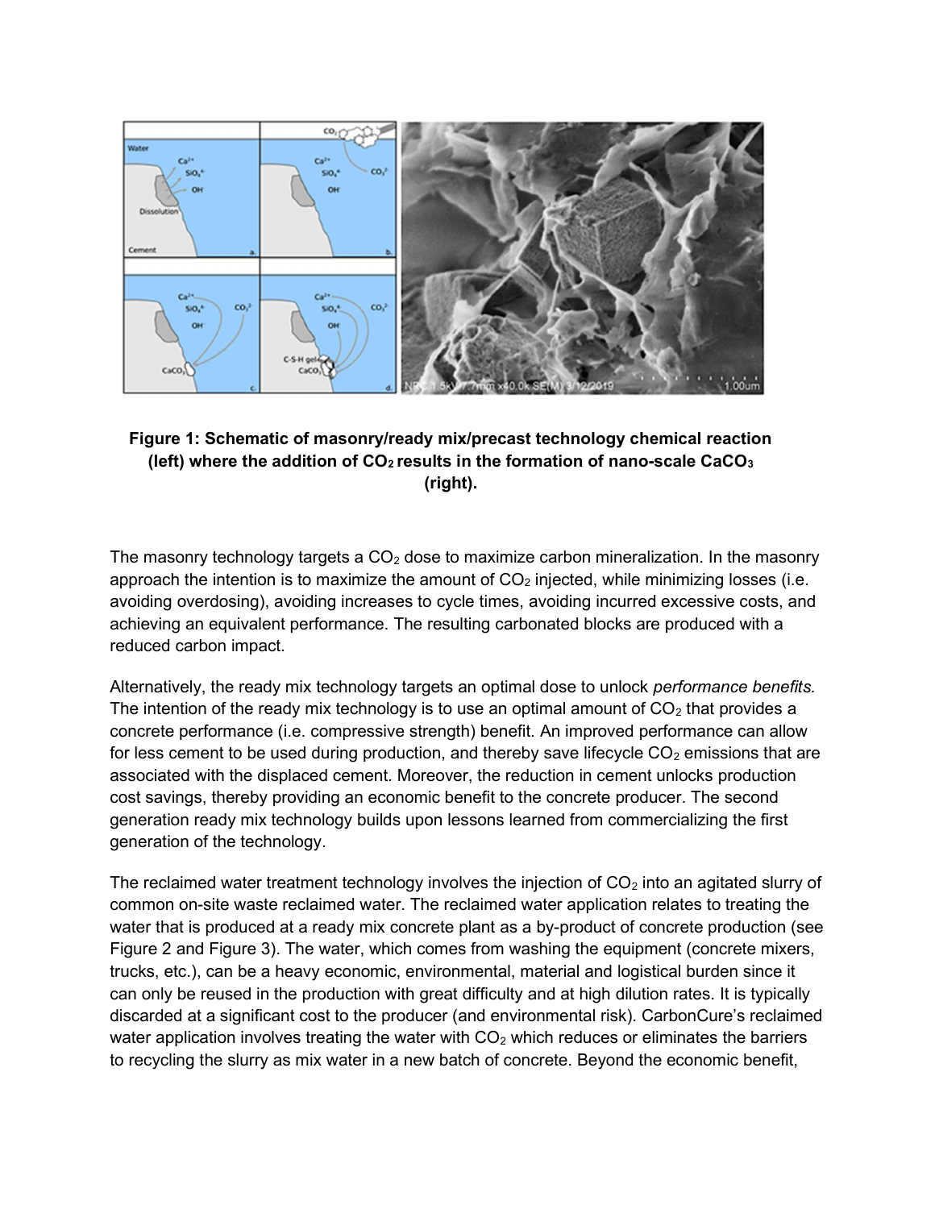**Figure 1: Schematic of masonry/ready mix/precast technology chemical reaction (left) where the addition of $CO_2$ results in the formation of nano-scale $CaCO_3$ (right).**

The masonry technology targets a $CO_2$ dose to maximize carbon mineralization. In the masonry approach the intention is to maximize the amount of $CO_2$ injected, while minimizing losses (i.e. avoiding overdosing), avoiding increases to cycle times, avoiding incurred excessive costs, and achieving an equivalent performance. The resulting carbonated blocks are produced with a reduced carbon impact.

Alternatively, the ready mix technology targets an optimal dose to unlock *performance benefits.* The intention of the ready mix technology is to use an optimal amount of $CO_2$ that provides a concrete performance (i.e. compressive strength) benefit. An improved performance can allow for less cement to be used during production, and thereby save lifecycle $CO_2$ emissions that are associated with the displaced cement. Moreover, the reduction in cement unlocks production cost savings, thereby providing an economic benefit to the concrete producer. The second generation ready mix technology builds upon lessons learned from commercializing the first generation of the technology.

The reclaimed water treatment technology involves the injection of $CO_2$ into an agitated slurry of common on-site waste reclaimed water. The reclaimed water application relates to treating the water that is produced at a ready mix concrete plant as a by-product of concrete production (see Figure 2 and Figure 3). The water, which comes from washing the equipment (concrete mixers, trucks, etc.), can be a heavy economic, environmental, material and logistical burden since it can only be reused in the production with great difficulty and at high dilution rates. It is typically discarded at a significant cost to the producer (and environmental risk). CarbonCure's reclaimed water application involves treating the water with $CO_2$ which reduces or eliminates the barriers to recycling the slurry as mix water in a new batch of concrete. Beyond the economic benefit,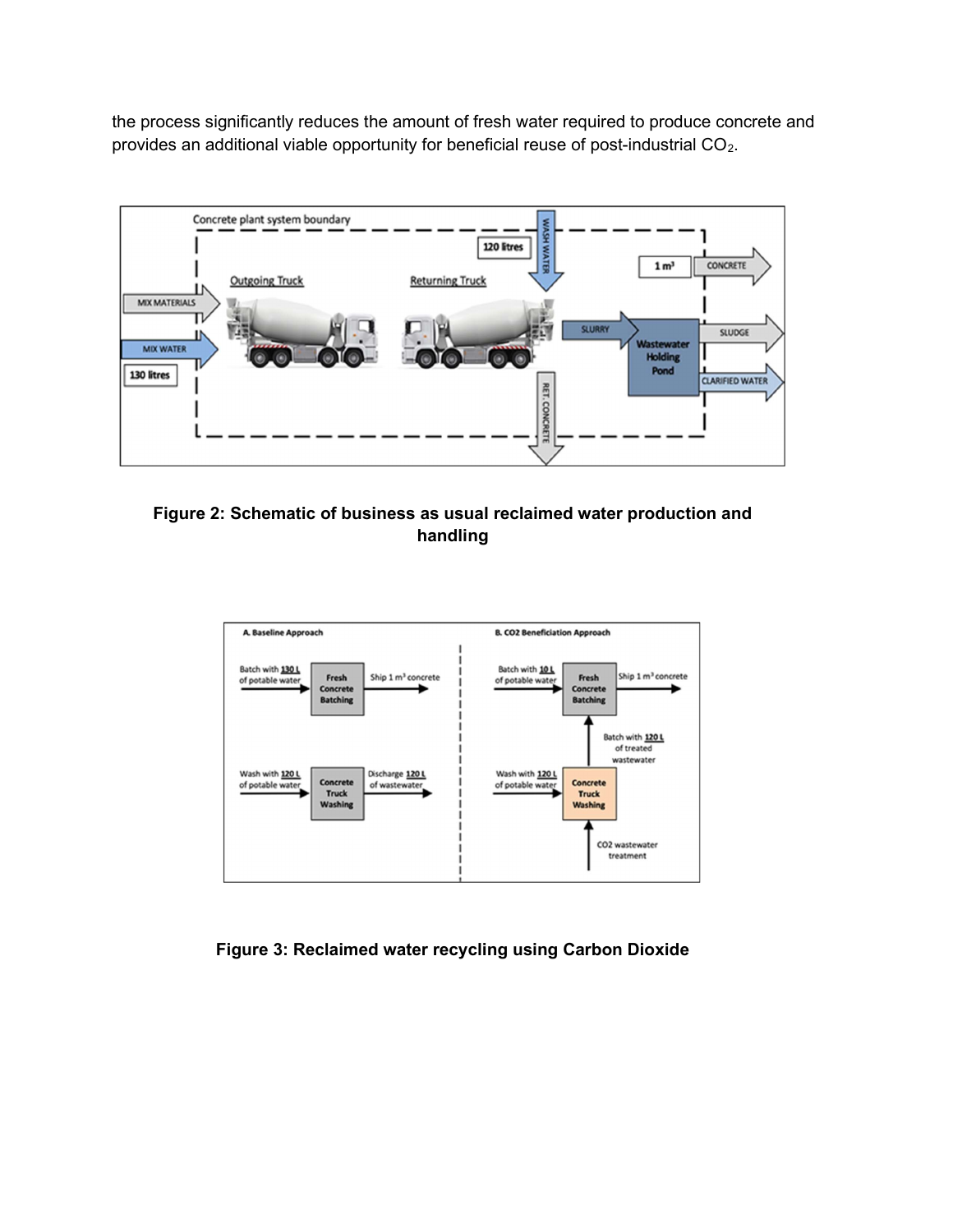the process significantly reduces the amount of fresh water required to produce concrete and provides an additional viable opportunity for beneficial reuse of post-industrial $CO_2$.

**Figure 2: Schematic of business as usual reclaimed water production and handling**

**Figure 3: Reclaimed water recycling using Carbon Dioxide**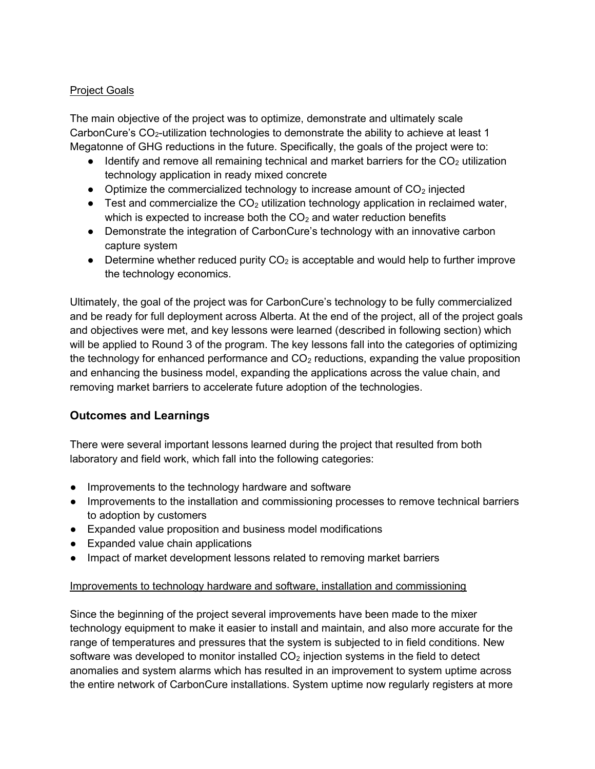Project Goals

The main objective of the project was to optimize, demonstrate and ultimately scale CarbonCure's $CO_2$-utilization technologies to demonstrate the ability to achieve at least 1 Megatonne of GHG reductions in the future. Specifically, the goals of the project were to:

- Identify and remove all remaining technical and market barriers for the $CO_2$ utilization technology application in ready mixed concrete
- Optimize the commercialized technology to increase amount of $CO_2$ injected
- Test and commercialize the $CO_2$ utilization technology application in reclaimed water, which is expected to increase both the $CO_2$ and water reduction benefits
- Demonstrate the integration of CarbonCure's technology with an innovative carbon capture system
- Determine whether reduced purity $CO_2$ is acceptable and would help to further improve the technology economics.

Ultimately, the goal of the project was for CarbonCure's technology to be fully commercialized and be ready for full deployment across Alberta. At the end of the project, all of the project goals and objectives were met, and key lessons were learned (described in following section) which will be applied to Round 3 of the program. The key lessons fall into the categories of optimizing the technology for enhanced performance and $CO_2$ reductions, expanding the value proposition and enhancing the business model, expanding the applications across the value chain, and removing market barriers to accelerate future adoption of the technologies.

## Outcomes and Learnings

There were several important lessons learned during the project that resulted from both laboratory and field work, which fall into the following categories:

- Improvements to the technology hardware and software
- Improvements to the installation and commissioning processes to remove technical barriers to adoption by customers
- Expanded value proposition and business model modifications
- Expanded value chain applications
- Impact of market development lessons related to removing market barriers

Improvements to technology hardware and software, installation and commissioning

Since the beginning of the project several improvements have been made to the mixer technology equipment to make it easier to install and maintain, and also more accurate for the range of temperatures and pressures that the system is subjected to in field conditions. New software was developed to monitor installed $CO_2$ injection systems in the field to detect anomalies and system alarms which has resulted in an improvement to system uptime across the entire network of CarbonCure installations. System uptime now regularly registers at more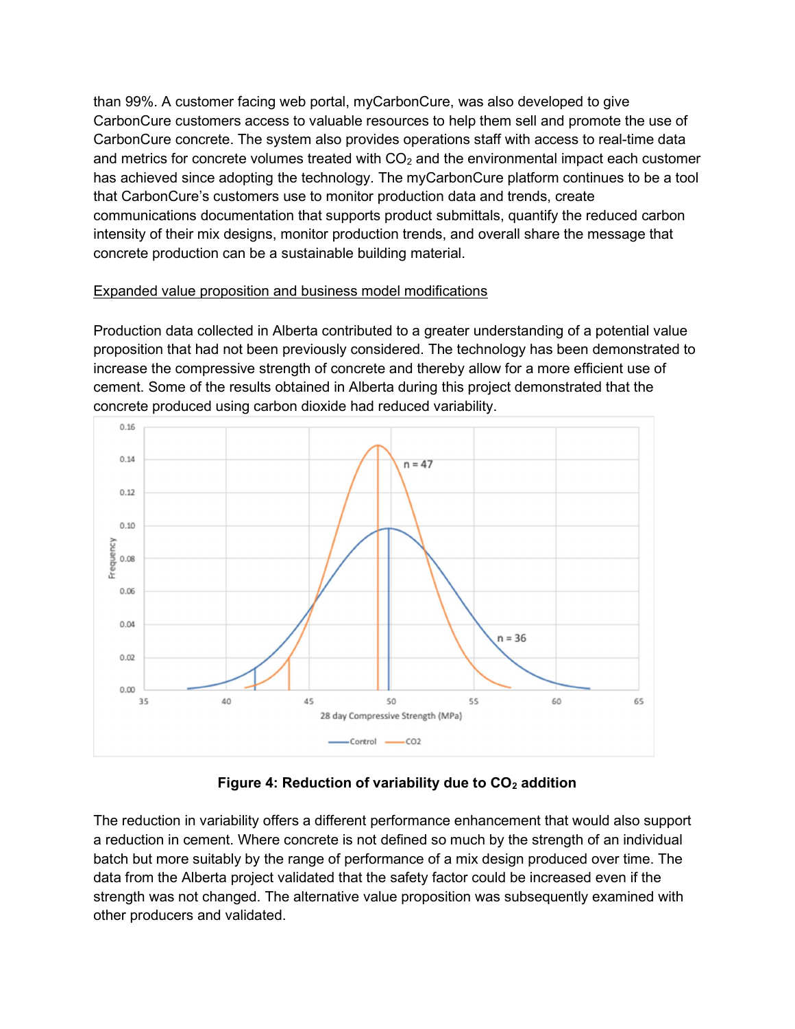than 99%. A customer facing web portal, myCarbonCure, was also developed to give CarbonCure customers access to valuable resources to help them sell and promote the use of CarbonCure concrete. The system also provides operations staff with access to real-time data and metrics for concrete volumes treated with $CO_2$ and the environmental impact each customer has achieved since adopting the technology. The myCarbonCure platform continues to be a tool that CarbonCure's customers use to monitor production data and trends, create communications documentation that supports product submittals, quantify the reduced carbon intensity of their mix designs, monitor production trends, and overall share the message that concrete production can be a sustainable building material.

<u>Expanded value proposition and business model modifications</u>

Production data collected in Alberta contributed to a greater understanding of a potential value proposition that had not been previously considered. The technology has been demonstrated to increase the compressive strength of concrete and thereby allow for a more efficient use of cement. Some of the results obtained in Alberta during this project demonstrated that the concrete produced using carbon dioxide had reduced variability.

**Figure 4: Reduction of variability due to $CO_2$ addition**

The reduction in variability offers a different performance enhancement that would also support a reduction in cement. Where concrete is not defined so much by the strength of an individual batch but more suitably by the range of performance of a mix design produced over time. The data from the Alberta project validated that the safety factor could be increased even if the strength was not changed. The alternative value proposition was subsequently examined with other producers and validated.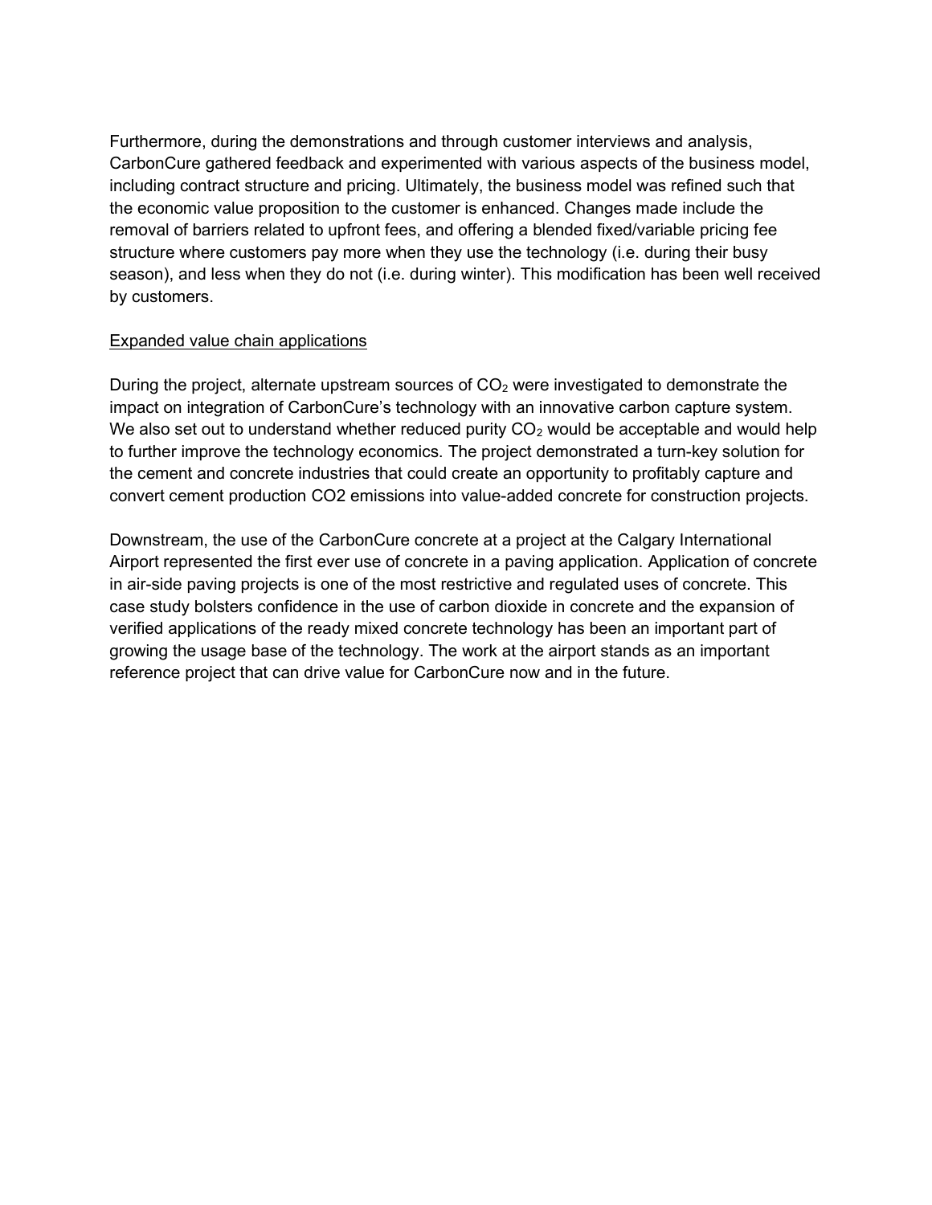Furthermore, during the demonstrations and through customer interviews and analysis, CarbonCure gathered feedback and experimented with various aspects of the business model, including contract structure and pricing. Ultimately, the business model was refined such that the economic value proposition to the customer is enhanced. Changes made include the removal of barriers related to upfront fees, and offering a blended fixed/variable pricing fee structure where customers pay more when they use the technology (i.e. during their busy season), and less when they do not (i.e. during winter). This modification has been well received by customers.

<u>Expanded value chain applications</u>

During the project, alternate upstream sources of $CO_2$ were investigated to demonstrate the impact on integration of CarbonCure's technology with an innovative carbon capture system. We also set out to understand whether reduced purity $CO_2$ would be acceptable and would help to further improve the technology economics. The project demonstrated a turn-key solution for the cement and concrete industries that could create an opportunity to profitably capture and convert cement production CO2 emissions into value-added concrete for construction projects.

Downstream, the use of the CarbonCure concrete at a project at the Calgary International Airport represented the first ever use of concrete in a paving application. Application of concrete in air-side paving projects is one of the most restrictive and regulated uses of concrete. This case study bolsters confidence in the use of carbon dioxide in concrete and the expansion of verified applications of the ready mixed concrete technology has been an important part of growing the usage base of the technology. The work at the airport stands as an important reference project that can drive value for CarbonCure now and in the future.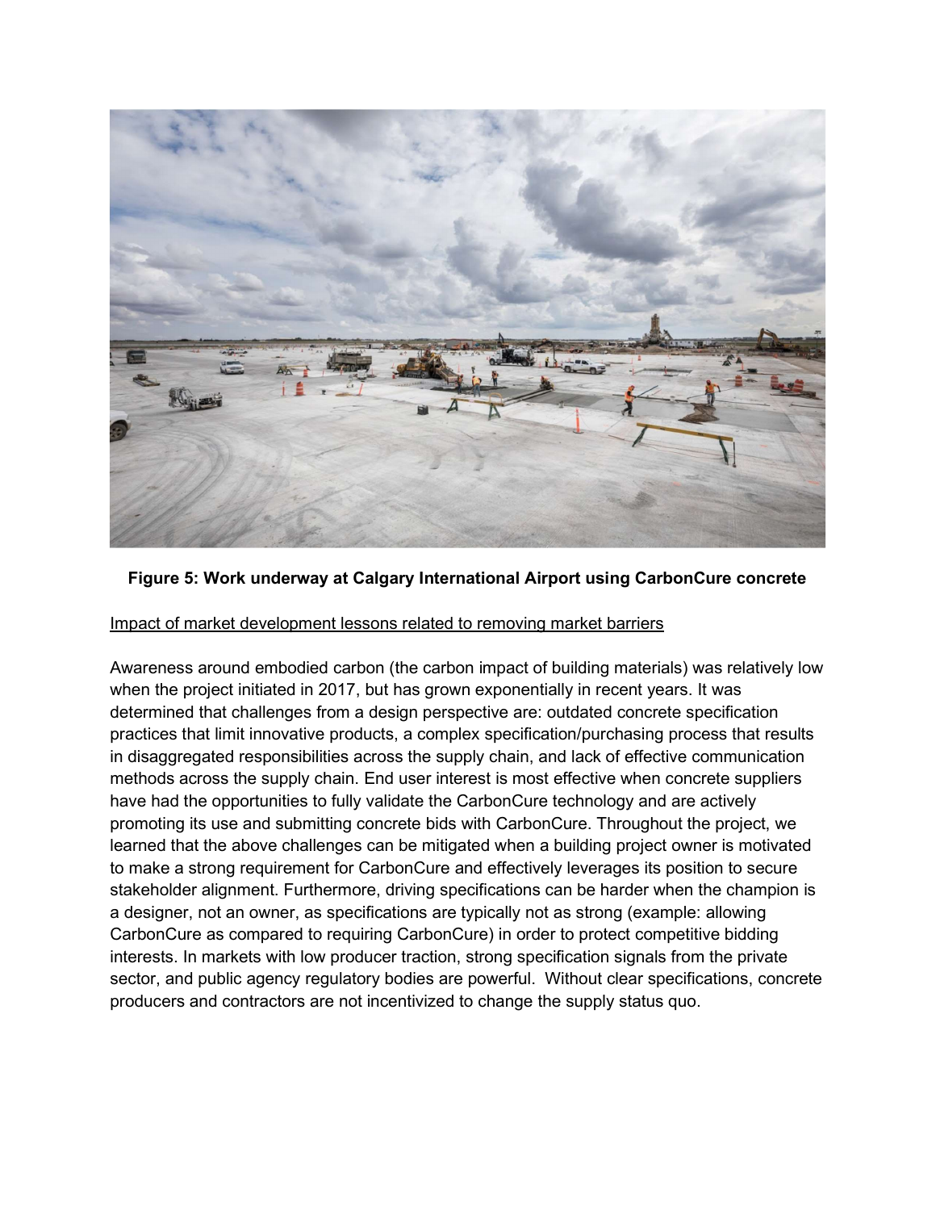**Figure 5: Work underway at Calgary International Airport using CarbonCure concrete**

<u>Impact of market development lessons related to removing market barriers</u>

Awareness around embodied carbon (the carbon impact of building materials) was relatively low when the project initiated in 2017, but has grown exponentially in recent years. It was determined that challenges from a design perspective are: outdated concrete specification practices that limit innovative products, a complex specification/purchasing process that results in disaggregated responsibilities across the supply chain, and lack of effective communication methods across the supply chain. End user interest is most effective when concrete suppliers have had the opportunities to fully validate the CarbonCure technology and are actively promoting its use and submitting concrete bids with CarbonCure. Throughout the project, we learned that the above challenges can be mitigated when a building project owner is motivated to make a strong requirement for CarbonCure and effectively leverages its position to secure stakeholder alignment. Furthermore, driving specifications can be harder when the champion is a designer, not an owner, as specifications are typically not as strong (example: allowing CarbonCure as compared to requiring CarbonCure) in order to protect competitive bidding interests. In markets with low producer traction, strong specification signals from the private sector, and public agency regulatory bodies are powerful. Without clear specifications, concrete producers and contractors are not incentivized to change the supply status quo.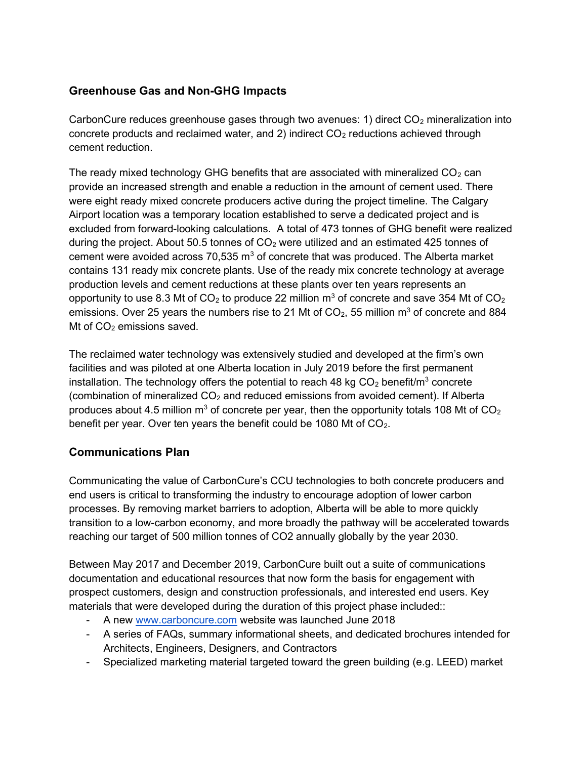## Greenhouse Gas and Non-GHG Impacts

CarbonCure reduces greenhouse gases through two avenues: 1) direct $CO_2$ mineralization into concrete products and reclaimed water, and 2) indirect $CO_2$ reductions achieved through cement reduction.

The ready mixed technology GHG benefits that are associated with mineralized $CO_2$ can provide an increased strength and enable a reduction in the amount of cement used. There were eight ready mixed concrete producers active during the project timeline. The Calgary Airport location was a temporary location established to serve a dedicated project and is excluded from forward-looking calculations. A total of 473 tonnes of GHG benefit were realized during the project. About 50.5 tonnes of $CO_2$ were utilized and an estimated 425 tonnes of cement were avoided across 70,535 $m^3$ of concrete that was produced. The Alberta market contains 131 ready mix concrete plants. Use of the ready mix concrete technology at average production levels and cement reductions at these plants over ten years represents an opportunity to use 8.3 Mt of $CO_2$ to produce 22 million $m^3$ of concrete and save 354 Mt of $CO_2$ emissions. Over 25 years the numbers rise to 21 Mt of $CO_2$, 55 million $m^3$ of concrete and 884 Mt of $CO_2$ emissions saved.

The reclaimed water technology was extensively studied and developed at the firm's own facilities and was piloted at one Alberta location in July 2019 before the first permanent installation. The technology offers the potential to reach 48 kg $CO_2$ benefit/$m^3$ concrete (combination of mineralized $CO_2$ and reduced emissions from avoided cement). If Alberta produces about 4.5 million $m^3$ of concrete per year, then the opportunity totals 108 Mt of $CO_2$ benefit per year. Over ten years the benefit could be 1080 Mt of $CO_2$.

## Communications Plan

Communicating the value of CarbonCure's CCU technologies to both concrete producers and end users is critical to transforming the industry to encourage adoption of lower carbon processes. By removing market barriers to adoption, Alberta will be able to more quickly transition to a low-carbon economy, and more broadly the pathway will be accelerated towards reaching our target of 500 million tonnes of CO2 annually globally by the year 2030.

Between May 2017 and December 2019, CarbonCure built out a suite of communications documentation and educational resources that now form the basis for engagement with prospect customers, design and construction professionals, and interested end users. Key materials that were developed during the duration of this project phase included::

- A new www.carboncure.com website was launched June 2018
- A series of FAQs, summary informational sheets, and dedicated brochures intended for Architects, Engineers, Designers, and Contractors
- Specialized marketing material targeted toward the green building (e.g. LEED) market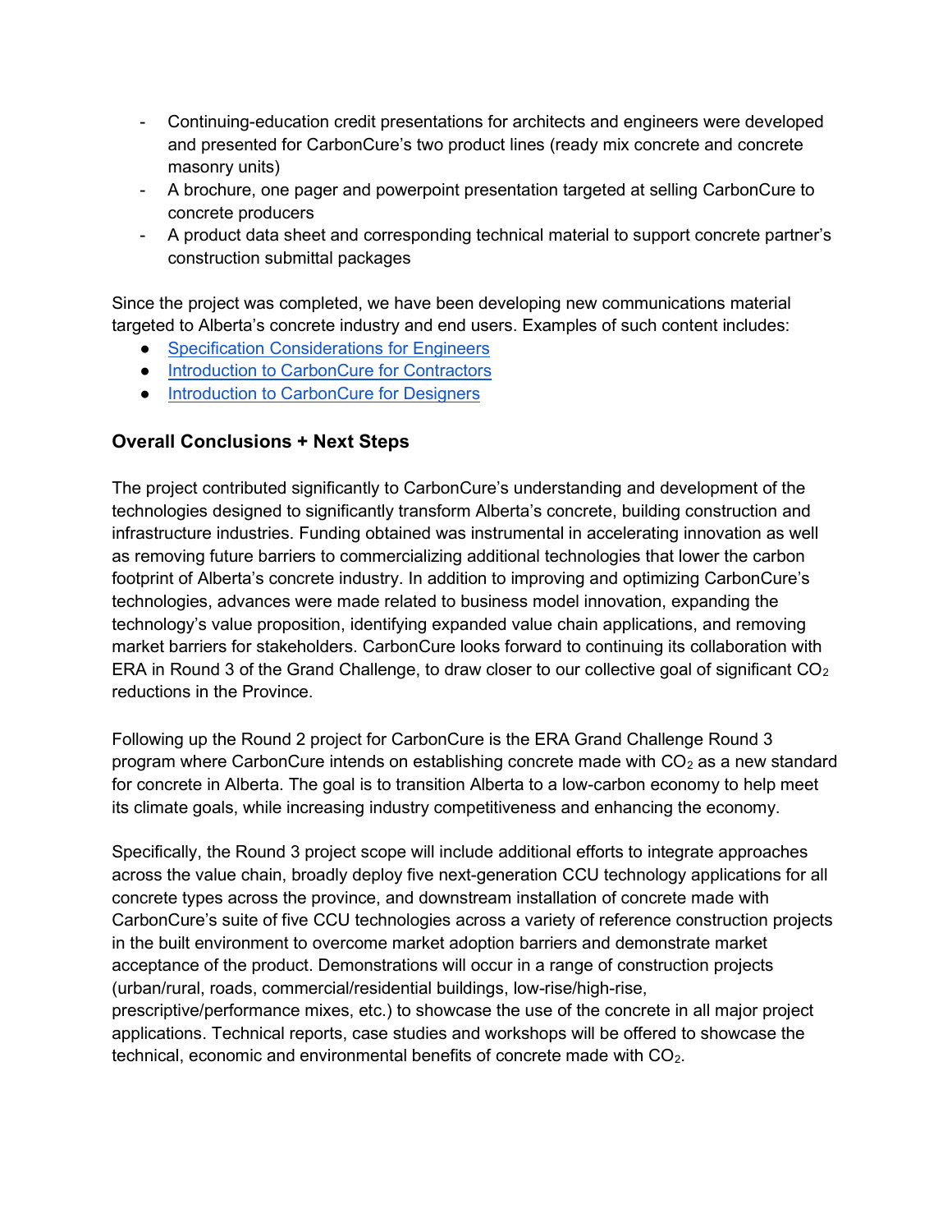- Continuing-education credit presentations for architects and engineers were developed and presented for CarbonCure's two product lines (ready mix concrete and concrete masonry units)
- A brochure, one pager and powerpoint presentation targeted at selling CarbonCure to concrete producers
- A product data sheet and corresponding technical material to support concrete partner's construction submittal packages

Since the project was completed, we have been developing new communications material targeted to Alberta's concrete industry and end users. Examples of such content includes:

- Specification Considerations for Engineers
- Introduction to CarbonCure for Contractors
- Introduction to CarbonCure for Designers

### Overall Conclusions + Next Steps

The project contributed significantly to CarbonCure's understanding and development of the technologies designed to significantly transform Alberta's concrete, building construction and infrastructure industries. Funding obtained was instrumental in accelerating innovation as well as removing future barriers to commercializing additional technologies that lower the carbon footprint of Alberta's concrete industry. In addition to improving and optimizing CarbonCure's technologies, advances were made related to business model innovation, expanding the technology's value proposition, identifying expanded value chain applications, and removing market barriers for stakeholders. CarbonCure looks forward to continuing its collaboration with ERA in Round 3 of the Grand Challenge, to draw closer to our collective goal of significant $CO_2$ reductions in the Province.

Following up the Round 2 project for CarbonCure is the ERA Grand Challenge Round 3 program where CarbonCure intends on establishing concrete made with $CO_2$ as a new standard for concrete in Alberta. The goal is to transition Alberta to a low-carbon economy to help meet its climate goals, while increasing industry competitiveness and enhancing the economy.

Specifically, the Round 3 project scope will include additional efforts to integrate approaches across the value chain, broadly deploy five next-generation CCU technology applications for all concrete types across the province, and downstream installation of concrete made with CarbonCure's suite of five CCU technologies across a variety of reference construction projects in the built environment to overcome market adoption barriers and demonstrate market acceptance of the product. Demonstrations will occur in a range of construction projects (urban/rural, roads, commercial/residential buildings, low-rise/high-rise, prescriptive/performance mixes, etc.) to showcase the use of the concrete in all major project applications. Technical reports, case studies and workshops will be offered to showcase the technical, economic and environmental benefits of concrete made with $CO_2$.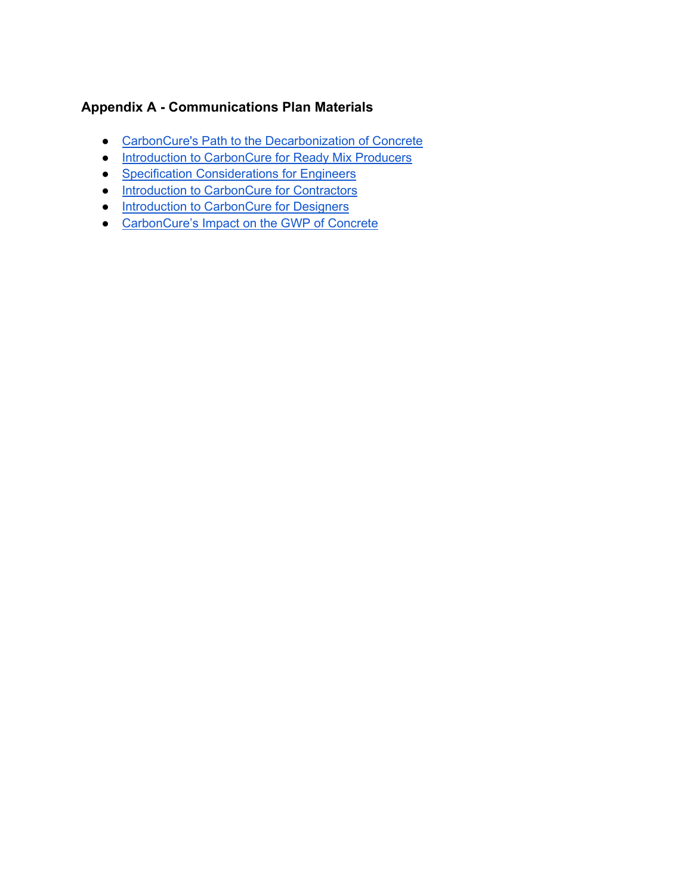### Appendix A - Communications Plan Materials

- CarbonCure's Path to the Decarbonization of Concrete
- Introduction to CarbonCure for Ready Mix Producers
- Specification Considerations for Engineers
- Introduction to CarbonCure for Contractors
- Introduction to CarbonCure for Designers
- CarbonCure's Impact on the GWP of Concrete